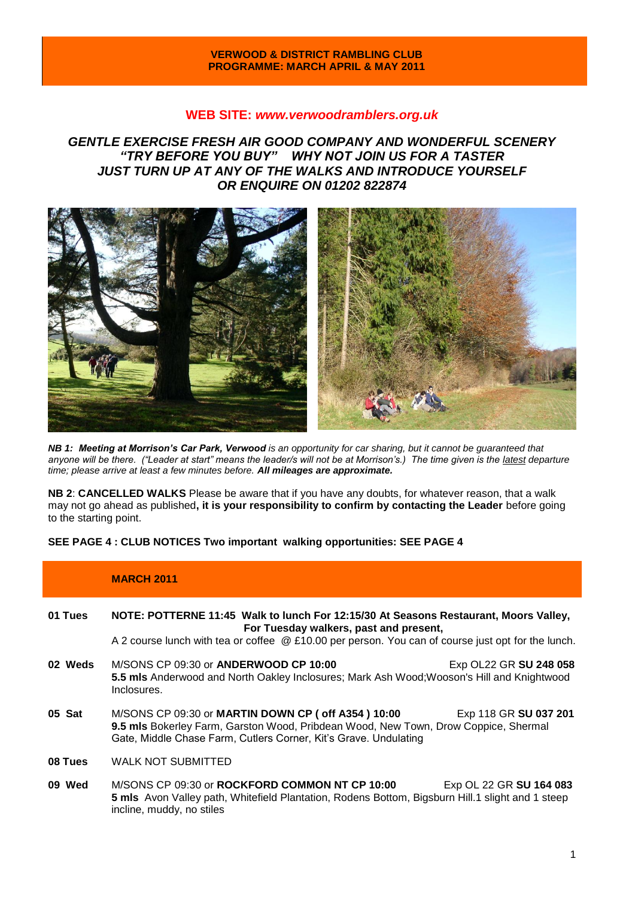**VERWOOD & DISTRICT RAMBLING CLUB**
**PROGRAMME: MARCH APRIL & MAY 2011**

**WEB SITE:** ***www.verwoodramblers.org.uk***

***GENTLE EXERCISE FRESH AIR GOOD COMPANY AND WONDERFUL SCENERY***
***"TRY BEFORE YOU BUY" WHY NOT JOIN US FOR A TASTER***
***JUST TURN UP AT ANY OF THE WALKS AND INTRODUCE YOURSELF***
***OR ENQUIRE ON 01202 822874***

***NB 1: Meeting at Morrison's Car Park, Verwood*** *is an opportunity for car sharing, but it cannot be guaranteed that anyone will be there. ("Leader at start" means the leader/s will not be at Morrison's.) The time given is the latest departure time; please arrive at least a few minutes before.* ***All mileages are approximate.***

**NB 2**: **CANCELLED WALKS** Please be aware that if you have any doubts, for whatever reason, that a walk may not go ahead as published**, it is your responsibility to confirm by contacting the Leader** before going to the starting point.

**SEE PAGE 4 : CLUB NOTICES Two important walking opportunities: SEE PAGE 4**

## MARCH 2011

**01 Tues** — **NOTE: POTTERNE 11:45 Walk to lunch For 12:15/30 At Seasons Restaurant, Moors Valley, For Tuesday walkers, past and present,**
A 2 course lunch with tea or coffee @ £10.00 per person. You can of course just opt for the lunch.

**02 Weds** — M/SONS CP 09:30 or **ANDERWOOD CP 10:00** — Exp OL22 GR **SU 248 058**
**5.5 mls** Anderwood and North Oakley Inclosures; Mark Ash Wood;Wooson's Hill and Knightwood Inclosures.

**05 Sat** — M/SONS CP 09:30 or **MARTIN DOWN CP ( off A354 ) 10:00** — Exp 118 GR **SU 037 201**
**9.5 mls** Bokerley Farm, Garston Wood, Pribdean Wood, New Town, Drow Coppice, Shermal Gate, Middle Chase Farm, Cutlers Corner, Kit's Grave. Undulating

**08 Tues** — WALK NOT SUBMITTED

**09 Wed** — M/SONS CP 09:30 or **ROCKFORD COMMON NT CP 10:00** — Exp OL 22 GR **SU 164 083**
**5 mls** Avon Valley path, Whitefield Plantation, Rodens Bottom, Bigsburn Hill.1 slight and 1 steep incline, muddy, no stiles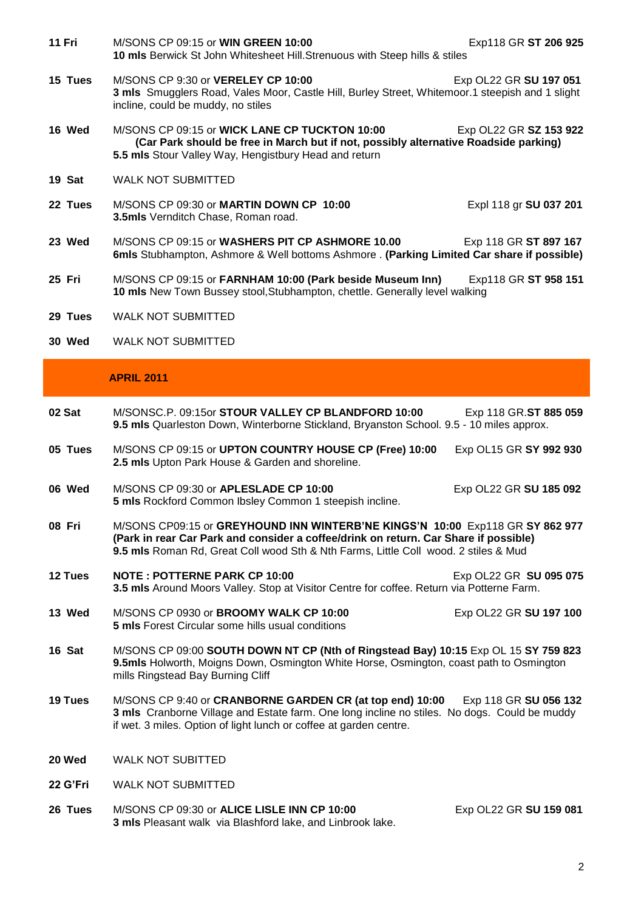**11 Fri** M/SONS CP 09:15 or **WIN GREEN 10:00** Exp118 GR **ST 206 925**
**10 mls** Berwick St John Whitesheet Hill.Strenuous with Steep hills & stiles

**15 Tues** M/SONS CP 9:30 or **VERELEY CP 10:00** Exp OL22 GR **SU 197 051**
**3 mls** Smugglers Road, Vales Moor, Castle Hill, Burley Street, Whitemoor.1 steepish and 1 slight incline, could be muddy, no stiles

**16 Wed** M/SONS CP 09:15 or **WICK LANE CP TUCKTON 10:00** Exp OL22 GR **SZ 153 922**
**(Car Park should be free in March but if not, possibly alternative Roadside parking)**
**5.5 mls** Stour Valley Way, Hengistbury Head and return

**19 Sat** WALK NOT SUBMITTED

**22 Tues** M/SONS CP 09:30 or **MARTIN DOWN CP 10:00** Expl 118 gr **SU 037 201**
**3.5mls** Vernditch Chase, Roman road.

**23 Wed** M/SONS CP 09:15 or **WASHERS PIT CP ASHMORE 10.00** Exp 118 GR **ST 897 167**
**6mls** Stubhampton, Ashmore & Well bottoms Ashmore . **(Parking Limited Car share if possible)**

**25 Fri** M/SONS CP 09:15 or **FARNHAM 10:00 (Park beside Museum Inn)** Exp118 GR **ST 958 151**
**10 mls** New Town Bussey stool,Stubhampton, chettle. Generally level walking

**29 Tues** WALK NOT SUBMITTED

**30 Wed** WALK NOT SUBMITTED

## APRIL 2011

**02 Sat** M/SONSC.P. 09:15or **STOUR VALLEY CP BLANDFORD 10:00** Exp 118 GR.**ST 885 059**
**9.5 mls** Quarleston Down, Winterborne Stickland, Bryanston School. 9.5 - 10 miles approx.

**05 Tues** M/SONS CP 09:15 or **UPTON COUNTRY HOUSE CP (Free) 10:00** Exp OL15 GR **SY 992 930**
**2.5 mls** Upton Park House & Garden and shoreline.

**06 Wed** M/SONS CP 09:30 or **APLESLADE CP 10:00** Exp OL22 GR **SU 185 092**
**5 mls** Rockford Common Ibsley Common 1 steepish incline.

**08 Fri** M/SONS CP09:15 or **GREYHOUND INN WINTERB'NE KINGS'N 10:00** Exp118 GR **SY 862 977**
**(Park in rear Car Park and consider a coffee/drink on return. Car Share if possible)**
**9.5 mls** Roman Rd, Great Coll wood Sth & Nth Farms, Little Coll wood. 2 stiles & Mud

**12 Tues** **NOTE : POTTERNE PARK CP 10:00** Exp OL22 GR **SU 095 075**
**3.5 mls** Around Moors Valley. Stop at Visitor Centre for coffee. Return via Potterne Farm.

**13 Wed** M/SONS CP 0930 or **BROOMY WALK CP 10:00** Exp OL22 GR **SU 197 100**
**5 mls** Forest Circular some hills usual conditions

**16 Sat** M/SONS CP 09:00 **SOUTH DOWN NT CP (Nth of Ringstead Bay) 10:15** Exp OL 15 **SY 759 823**
**9.5mls** Holworth, Moigns Down, Osmington White Horse, Osmington, coast path to Osmington mills Ringstead Bay Burning Cliff

**19 Tues** M/SONS CP 9:40 or **CRANBORNE GARDEN CR (at top end) 10:00** Exp 118 GR **SU 056 132**
**3 mls** Cranborne Village and Estate farm. One long incline no stiles. No dogs. Could be muddy if wet. 3 miles. Option of light lunch or coffee at garden centre.

**20 Wed** WALK NOT SUBITTED

**22 G'Fri** WALK NOT SUBMITTED

**26 Tues** M/SONS CP 09:30 or **ALICE LISLE INN CP 10:00** Exp OL22 GR **SU 159 081**
**3 mls** Pleasant walk via Blashford lake, and Linbrook lake.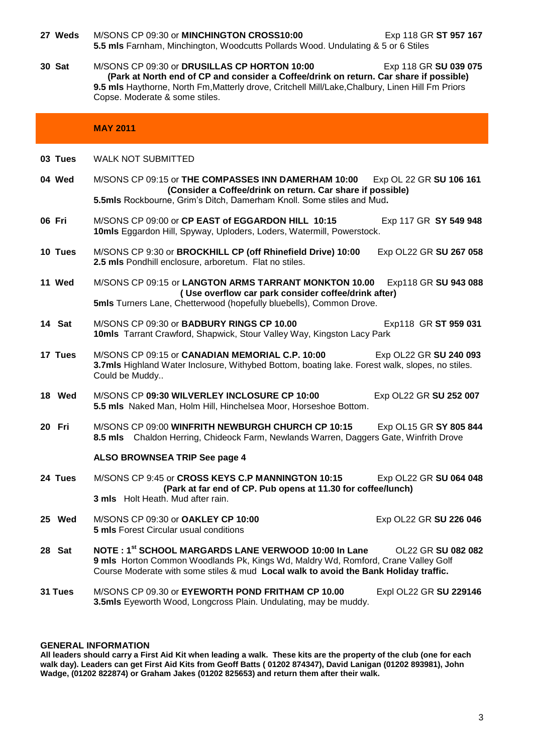**27 Weds** M/SONS CP 09:30 or **MINCHINGTON CROSS10:00** Exp 118 GR **ST 957 167**
**5.5 mls** Farnham, Minchington, Woodcutts Pollards Wood. Undulating & 5 or 6 Stiles

**30 Sat** M/SONS CP 09:30 or **DRUSILLAS CP HORTON 10:00** Exp 118 GR **SU 039 075**
**(Park at North end of CP and consider a Coffee/drink on return. Car share if possible)**
**9.5 mls** Haythorne, North Fm,Matterly drove, Critchell Mill/Lake,Chalbury, Linen Hill Fm Priors Copse. Moderate & some stiles.

## MAY 2011

**03 Tues** WALK NOT SUBMITTED

**04 Wed** M/SONS CP 09:15 or **THE COMPASSES INN DAMERHAM 10:00** Exp OL 22 GR **SU 106 161**
**(Consider a Coffee/drink on return. Car share if possible)**
**5.5mls** Rockbourne, Grim's Ditch, Damerham Knoll. Some stiles and Mud**.**

**06 Fri** M/SONS CP 09:00 or **CP EAST of EGGARDON HILL 10:15** Exp 117 GR **SY 549 948**
**10mls** Eggardon Hill, Spyway, Uploders, Loders, Watermill, Powerstock.

**10 Tues** M/SONS CP 9:30 or **BROCKHILL CP (off Rhinefield Drive) 10:00** Exp OL22 GR **SU 267 058**
**2.5 mls** Pondhill enclosure, arboretum. Flat no stiles.

**11 Wed** M/SONS CP 09:15 or **LANGTON ARMS TARRANT MONKTON 10.00** Exp118 GR **SU 943 088**
**( Use overflow car park consider coffee/drink after)**
**5mls** Turners Lane, Chetterwood (hopefully bluebells), Common Drove.

**14 Sat** M/SONS CP 09:30 or **BADBURY RINGS CP 10.00** Exp118 GR **ST 959 031**
**10mls** Tarrant Crawford, Shapwick, Stour Valley Way, Kingston Lacy Park

**17 Tues** M/SONS CP 09:15 or **CANADIAN MEMORIAL C.P. 10:00** Exp OL22 GR **SU 240 093**
**3.7mls** Highland Water Inclosure, Withybed Bottom, boating lake. Forest walk, slopes, no stiles. Could be Muddy..

**18 Wed** M/SONS CP **09:30 WILVERLEY INCLOSURE CP 10:00** Exp OL22 GR **SU 252 007**
**5.5 mls** Naked Man, Holm Hill, Hinchelsea Moor, Horseshoe Bottom.

**20 Fri** M/SONS CP 09:00 **WINFRITH NEWBURGH CHURCH CP 10:15** Exp OL15 GR **SY 805 844**
**8.5 mls** Chaldon Herring, Chideock Farm, Newlands Warren, Daggers Gate, Winfrith Drove

**ALSO BROWNSEA TRIP See page 4**

**24 Tues** M/SONS CP 9:45 or **CROSS KEYS C.P MANNINGTON 10:15** Exp OL22 GR **SU 064 048**
**(Park at far end of CP. Pub opens at 11.30 for coffee/lunch)**
**3 mls** Holt Heath. Mud after rain.

**25 Wed** M/SONS CP 09:30 or **OAKLEY CP 10:00** Exp OL22 GR **SU 226 046**
**5 mls** Forest Circular usual conditions

**28 Sat** **NOTE : 1st SCHOOL MARGARDS LANE VERWOOD 10:00 In Lane** OL22 GR **SU 082 082**
**9 mls** Horton Common Woodlands Pk, Kings Wd, Maldry Wd, Romford, Crane Valley Golf Course Moderate with some stiles & mud **Local walk to avoid the Bank Holiday traffic.**

**31 Tues** M/SONS CP 09.30 or **EYEWORTH POND FRITHAM CP 10.00** Expl OL22 GR **SU 229146**
**3.5mls** Eyeworth Wood, Longcross Plain. Undulating, may be muddy.

**GENERAL INFORMATION**

**All leaders should carry a First Aid Kit when leading a walk. These kits are the property of the club (one for each walk day). Leaders can get First Aid Kits from Geoff Batts ( 01202 874347), David Lanigan (01202 893981), John Wadge, (01202 822874) or Graham Jakes (01202 825653) and return them after their walk.**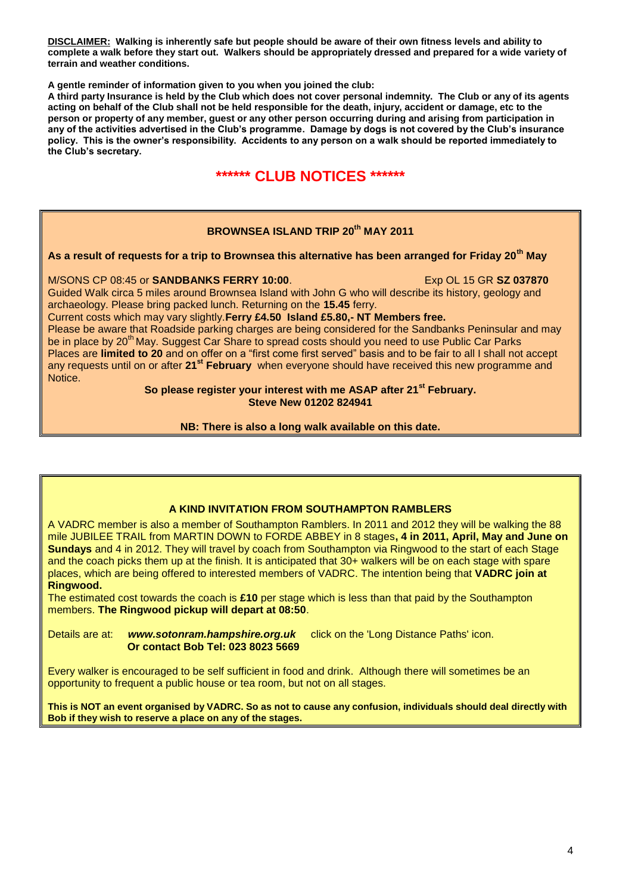**DISCLAIMER: Walking is inherently safe but people should be aware of their own fitness levels and ability to complete a walk before they start out. Walkers should be appropriately dressed and prepared for a wide variety of terrain and weather conditions.**

**A gentle reminder of information given to you when you joined the club:**

**A third party Insurance is held by the Club which does not cover personal indemnity. The Club or any of its agents acting on behalf of the Club shall not be held responsible for the death, injury, accident or damage, etc to the person or property of any member, guest or any other person occurring during and arising from participation in any of the activities advertised in the Club's programme. Damage by dogs is not covered by the Club's insurance policy. This is the owner's responsibility. Accidents to any person on a walk should be reported immediately to the Club's secretary.**

## ****** CLUB NOTICES ******

### BROWNSEA ISLAND TRIP 20th MAY 2011

**As a result of requests for a trip to Brownsea this alternative has been arranged for Friday 20th May**

M/SONS CP 08:45 or **SANDBANKS FERRY 10:00**. Exp OL 15 GR **SZ 037870**

Guided Walk circa 5 miles around Brownsea Island with John G who will describe its history, geology and archaeology. Please bring packed lunch. Returning on the **15.45** ferry.

Current costs which may vary slightly.**Ferry £4.50 Island £5.80,- NT Members free.**

Please be aware that Roadside parking charges are being considered for the Sandbanks Peninsular and may be in place by 20th May. Suggest Car Share to spread costs should you need to use Public Car Parks

Places are **limited to 20** and on offer on a "first come first served" basis and to be fair to all I shall not accept any requests until on or after **21st February** when everyone should have received this new programme and Notice.

**So please register your interest with me ASAP after 21st February.**
**Steve New 01202 824941**

**NB: There is also a long walk available on this date.**

### A KIND INVITATION FROM SOUTHAMPTON RAMBLERS

A VADRC member is also a member of Southampton Ramblers. In 2011 and 2012 they will be walking the 88 mile JUBILEE TRAIL from MARTIN DOWN to FORDE ABBEY in 8 stages**, 4 in 2011, April, May and June on Sundays** and 4 in 2012. They will travel by coach from Southampton via Ringwood to the start of each Stage and the coach picks them up at the finish. It is anticipated that 30+ walkers will be on each stage with spare places, which are being offered to interested members of VADRC. The intention being that **VADRC join at Ringwood.**

The estimated cost towards the coach is **£10** per stage which is less than that paid by the Southampton members. **The Ringwood pickup will depart at 08:50**.

Details are at: ***www.sotonram.hampshire.org.uk*** click on the 'Long Distance Paths' icon.
**Or contact Bob Tel: 023 8023 5669**

Every walker is encouraged to be self sufficient in food and drink. Although there will sometimes be an opportunity to frequent a public house or tea room, but not on all stages.

**This is NOT an event organised by VADRC. So as not to cause any confusion, individuals should deal directly with Bob if they wish to reserve a place on any of the stages.**